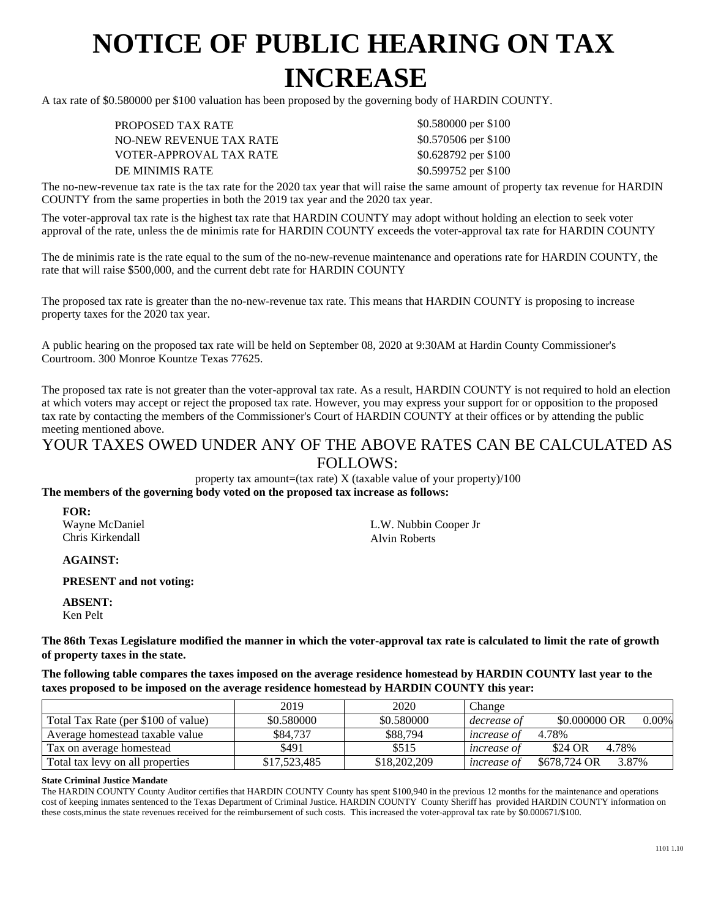# NOTICE OF PUBLIC HEARING ON TAX INCREASE

A tax rate of $0.580000 per $100 valuation has been proposed by the governing body of HARDIN COUNTY.

| | |
|---|---|
| PROPOSED TAX RATE | $0.580000 per $100 |
| NO-NEW REVENUE TAX RATE | $0.570506 per $100 |
| VOTER-APPROVAL TAX RATE | $0.628792 per $100 |
| DE MINIMIS RATE | $0.599752 per $100 |

The no-new-revenue tax rate is the tax rate for the 2020 tax year that will raise the same amount of property tax revenue for HARDIN COUNTY from the same properties in both the 2019 tax year and the 2020 tax year.

The voter-approval tax rate is the highest tax rate that HARDIN COUNTY may adopt without holding an election to seek voter approval of the rate, unless the de minimis rate for HARDIN COUNTY exceeds the voter-approval tax rate for HARDIN COUNTY

The de minimis rate is the rate equal to the sum of the no-new-revenue maintenance and operations rate for HARDIN COUNTY, the rate that will raise $500,000, and the current debt rate for HARDIN COUNTY

The proposed tax rate is greater than the no-new-revenue tax rate. This means that HARDIN COUNTY is proposing to increase property taxes for the 2020 tax year.

A public hearing on the proposed tax rate will be held on September 08, 2020 at 9:30AM at Hardin County Commissioner's Courtroom. 300 Monroe Kountze Texas 77625.

The proposed tax rate is not greater than the voter-approval tax rate. As a result, HARDIN COUNTY is not required to hold an election at which voters may accept or reject the proposed tax rate. However, you may express your support for or opposition to the proposed tax rate by contacting the members of the Commissioner's Court of HARDIN COUNTY at their offices or by attending the public meeting mentioned above.

## YOUR TAXES OWED UNDER ANY OF THE ABOVE RATES CAN BE CALCULATED AS FOLLOWS:

property tax amount=(tax rate) X (taxable value of your property)/100

**The members of the governing body voted on the proposed tax increase as follows:**

**FOR:**
Wayne McDaniel
Chris Kirkendall
L.W. Nubbin Cooper Jr
Alvin Roberts

**AGAINST:**

**PRESENT and not voting:**

**ABSENT:**
Ken Pelt

**The 86th Texas Legislature modified the manner in which the voter-approval tax rate is calculated to limit the rate of growth of property taxes in the state.**

**The following table compares the taxes imposed on the average residence homestead by HARDIN COUNTY last year to the taxes proposed to be imposed on the average residence homestead by HARDIN COUNTY this year:**

| | 2019 | 2020 | Change |
|---|---|---|---|
| Total Tax Rate (per $100 of value) | $0.580000 | $0.580000 | *decrease of* $0.000000 OR 0.00% |
| Average homestead taxable value | $84,737 | $88,794 | *increase of* 4.78% |
| Tax on average homestead | $491 | $515 | *increase of* $24 OR 4.78% |
| Total tax levy on all properties | $17,523,485 | $18,202,209 | *increase of* $678,724 OR 3.87% |

**State Criminal Justice Mandate**

The HARDIN COUNTY County Auditor certifies that HARDIN COUNTY County has spent $100,940 in the previous 12 months for the maintenance and operations cost of keeping inmates sentenced to the Texas Department of Criminal Justice. HARDIN COUNTY County Sheriff has provided HARDIN COUNTY information on these costs,minus the state revenues received for the reimbursement of such costs. This increased the voter-approval tax rate by $0.000671/$100.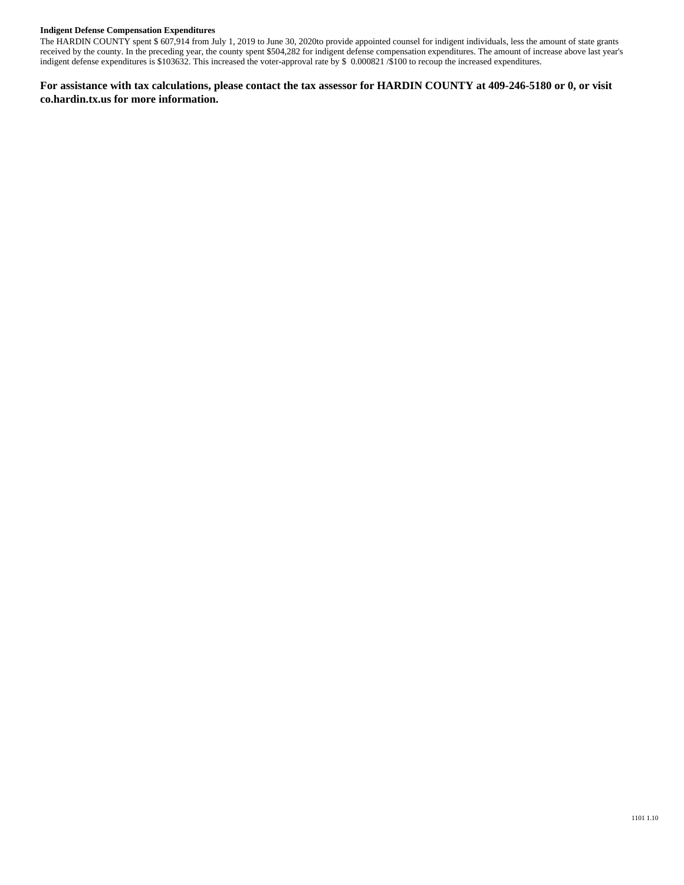**Indigent Defense Compensation Expenditures**

The HARDIN COUNTY spent $ 607,914 from July 1, 2019 to June 30, 2020to provide appointed counsel for indigent individuals, less the amount of state grants received by the county. In the preceding year, the county spent $504,282 for indigent defense compensation expenditures. The amount of increase above last year's indigent defense expenditures is $103632. This increased the voter-approval rate by $ 0.000821 /$100 to recoup the increased expenditures.

**For assistance with tax calculations, please contact the tax assessor for HARDIN COUNTY at 409-246-5180 or 0, or visit co.hardin.tx.us for more information.**

1101 1.10